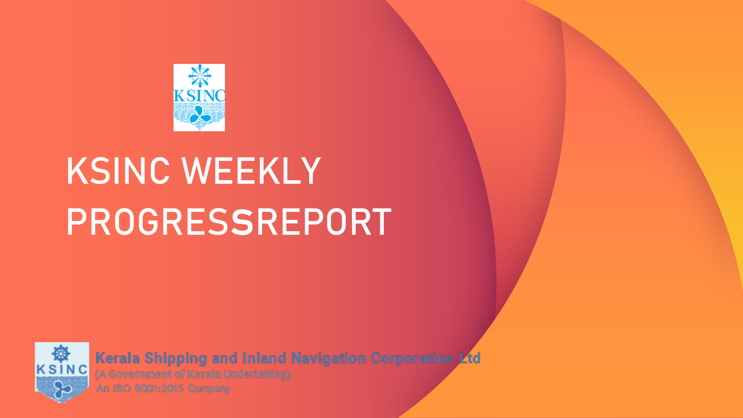# KSINC WEEKLY PROGRESSREPORT

**Kerala Shipping and Inland Navigation Corporation Ltd**

(A Government of Kerala Undertaking)

An ISO 9001:2015 Company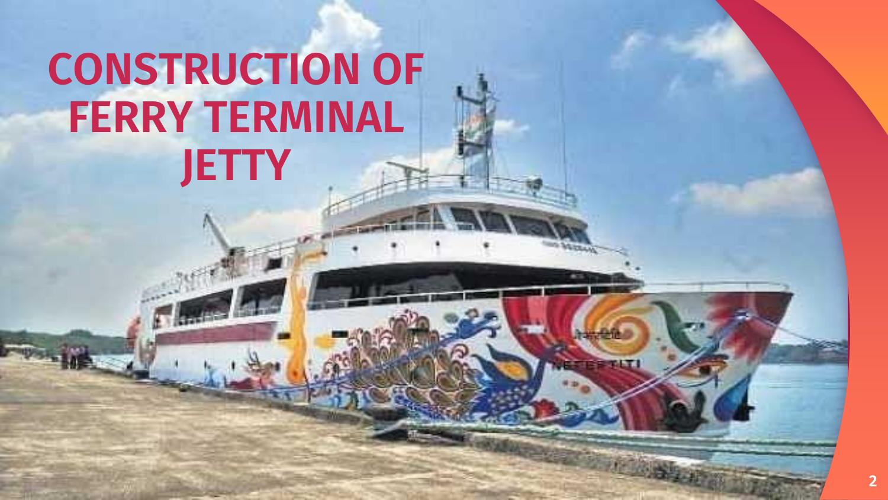# CONSTRUCTION OF FERRY TERMINAL JETTY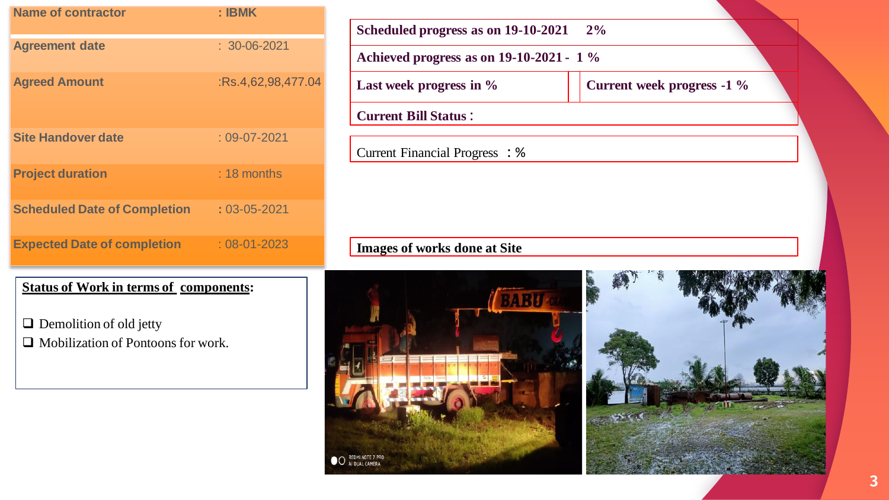| Name of contractor | : IBMK |
|---|---|
| Agreement date | : 30-06-2021 |
| Agreed Amount | :Rs.4,62,98,477.04 |
| Site Handover date | : 09-07-2021 |
| Project duration | : 18 months |
| Scheduled Date of Completion | : 03-05-2021 |
| Expected Date of completion | : 08-01-2023 |

| Scheduled progress as on 19-10-2021 2% | |
|---|---|
| Achieved progress as on 19-10-2021 - 1 % | |
| Last week progress in % | Current week progress -1 % |
| Current Bill Status : | |

Current Financial Progress : %

**Status of Work in terms of components:**

- ❑ Demolition of old jetty
- ❑ Mobilization of Pontoons for work.

**Images of works done at Site**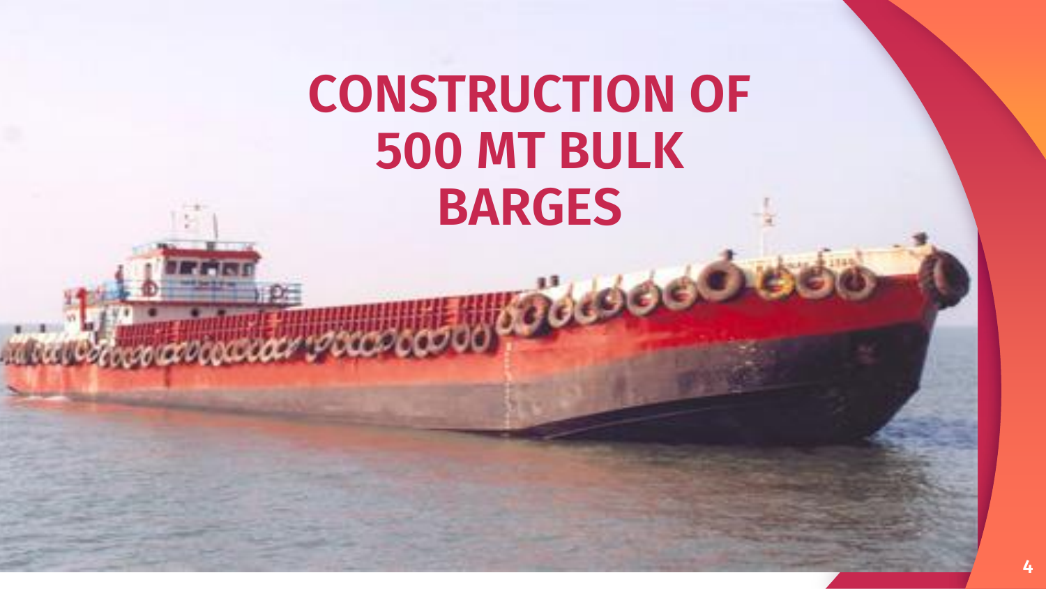# CONSTRUCTION OF 500 MT BULK BARGES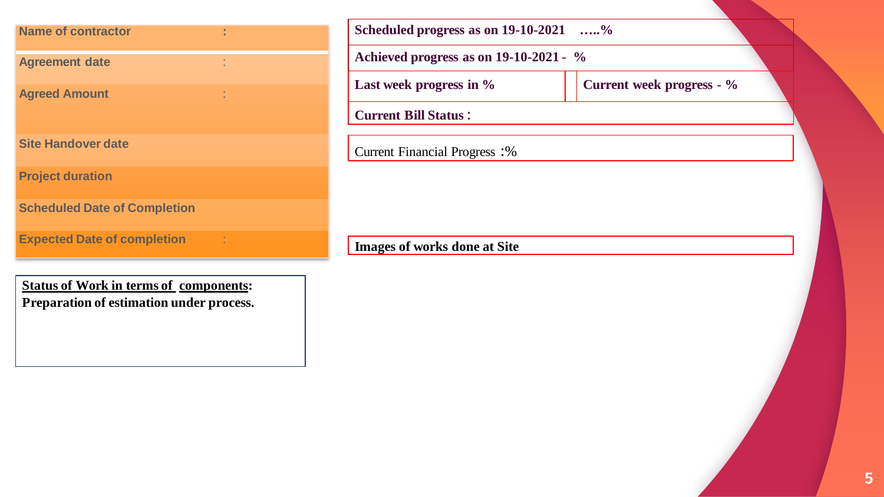| Name of contractor | : |
| --- | --- |
| Agreement date | : |
| Agreed Amount | : |
| Site Handover date | |
| Project duration | |
| Scheduled Date of Completion | |
| Expected Date of completion | : |

**Status of Work in terms of components:**
**Preparation of estimation under process.**

| **Scheduled progress as on 19-10-2021 …..%** | |
| --- | --- |
| **Achieved progress as on 19-10-2021 - %** | |
| **Last week progress in %** | **Current week progress - %** |
| **Current Bill Status :** | |

Current Financial Progress :%

**Images of works done at Site**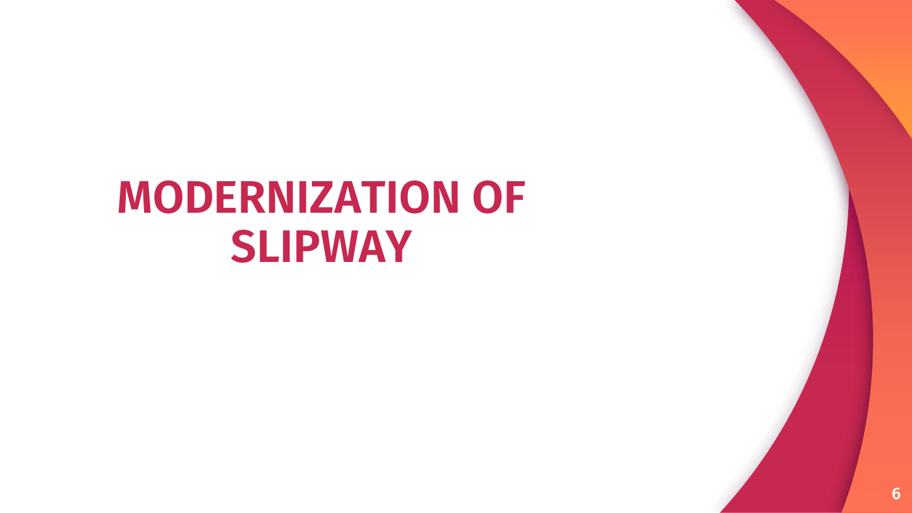# MODERNIZATION OF SLIPWAY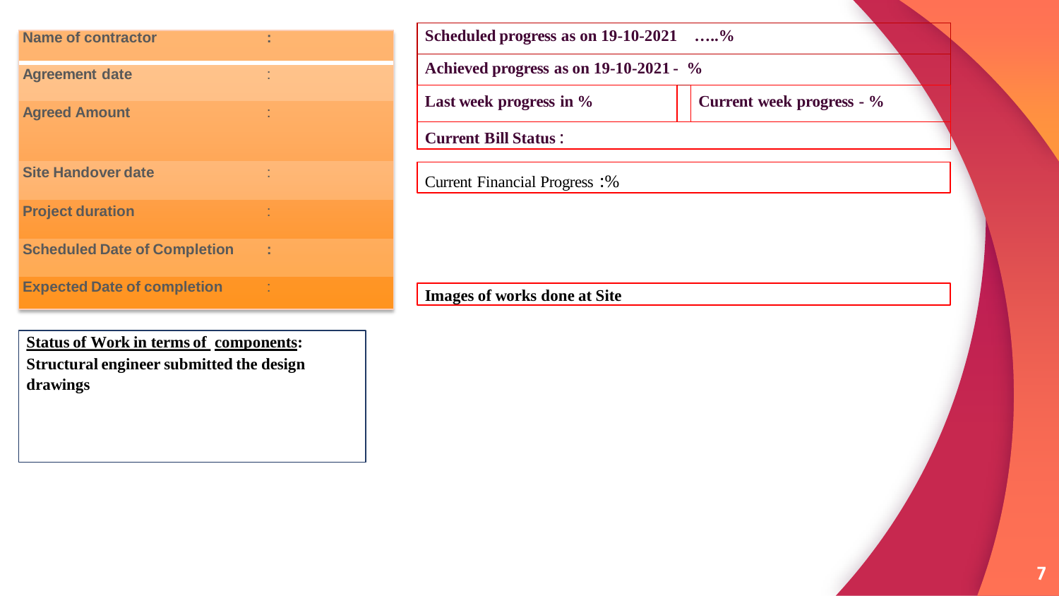| | | |
|---|---|---|
| **Name of contractor** | **:** | |
| **Agreement date** | : | |
| **Agreed Amount** | : | |
| **Site Handover date** | : | |
| **Project duration** | : | |
| **Scheduled Date of Completion** | **:** | |
| **Expected Date of completion** | : | |

**Status of Work in terms of components:**
**Structural engineer submitted the design drawings**

| | |
|---|---|
| **Scheduled progress as on 19-10-2021 …..%** | |
| **Achieved progress as on 19-10-2021 - %** | |
| **Last week progress in %** | **Current week progress - %** |
| **Current Bill Status :** | |

Current Financial Progress :%

**Images of works done at Site**